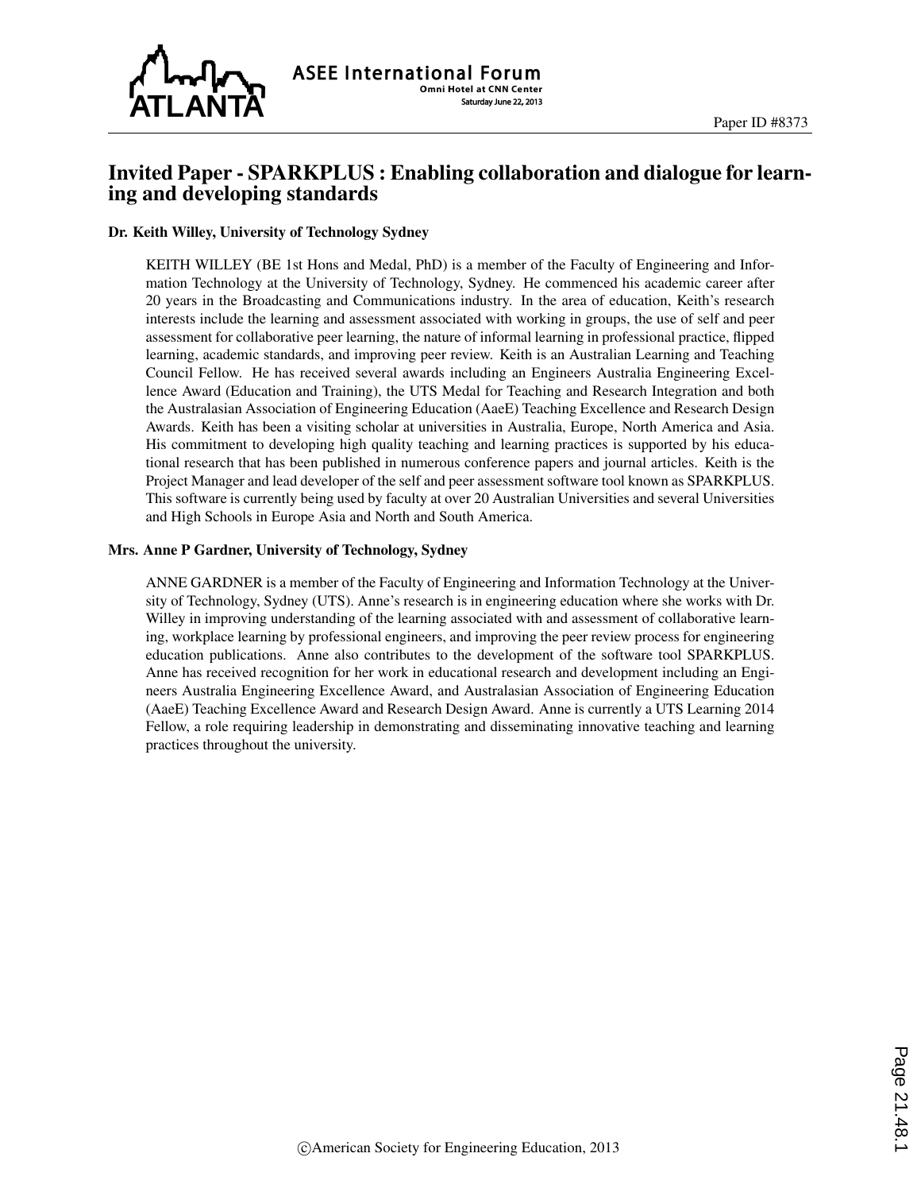# Invited Paper - SPARKPLUS : Enabling collaboration and dialogue for learning and developing standards

### Dr. Keith Willey, University of Technology Sydney

KEITH WILLEY (BE 1st Hons and Medal, PhD) is a member of the Faculty of Engineering and Information Technology at the University of Technology, Sydney. He commenced his academic career after 20 years in the Broadcasting and Communications industry. In the area of education, Keith's research interests include the learning and assessment associated with working in groups, the use of self and peer assessment for collaborative peer learning, the nature of informal learning in professional practice, flipped learning, academic standards, and improving peer review. Keith is an Australian Learning and Teaching Council Fellow. He has received several awards including an Engineers Australia Engineering Excellence Award (Education and Training), the UTS Medal for Teaching and Research Integration and both the Australasian Association of Engineering Education (AaeE) Teaching Excellence and Research Design Awards. Keith has been a visiting scholar at universities in Australia, Europe, North America and Asia. His commitment to developing high quality teaching and learning practices is supported by his educational research that has been published in numerous conference papers and journal articles. Keith is the Project Manager and lead developer of the self and peer assessment software tool known as SPARKPLUS. This software is currently being used by faculty at over 20 Australian Universities and several Universities and High Schools in Europe Asia and North and South America.

### Mrs. Anne P Gardner, University of Technology, Sydney

ANNE GARDNER is a member of the Faculty of Engineering and Information Technology at the University of Technology, Sydney (UTS). Anne's research is in engineering education where she works with Dr. Willey in improving understanding of the learning associated with and assessment of collaborative learning, workplace learning by professional engineers, and improving the peer review process for engineering education publications. Anne also contributes to the development of the software tool SPARKPLUS. Anne has received recognition for her work in educational research and development including an Engineers Australia Engineering Excellence Award, and Australasian Association of Engineering Education (AaeE) Teaching Excellence Award and Research Design Award. Anne is currently a UTS Learning 2014 Fellow, a role requiring leadership in demonstrating and disseminating innovative teaching and learning practices throughout the university.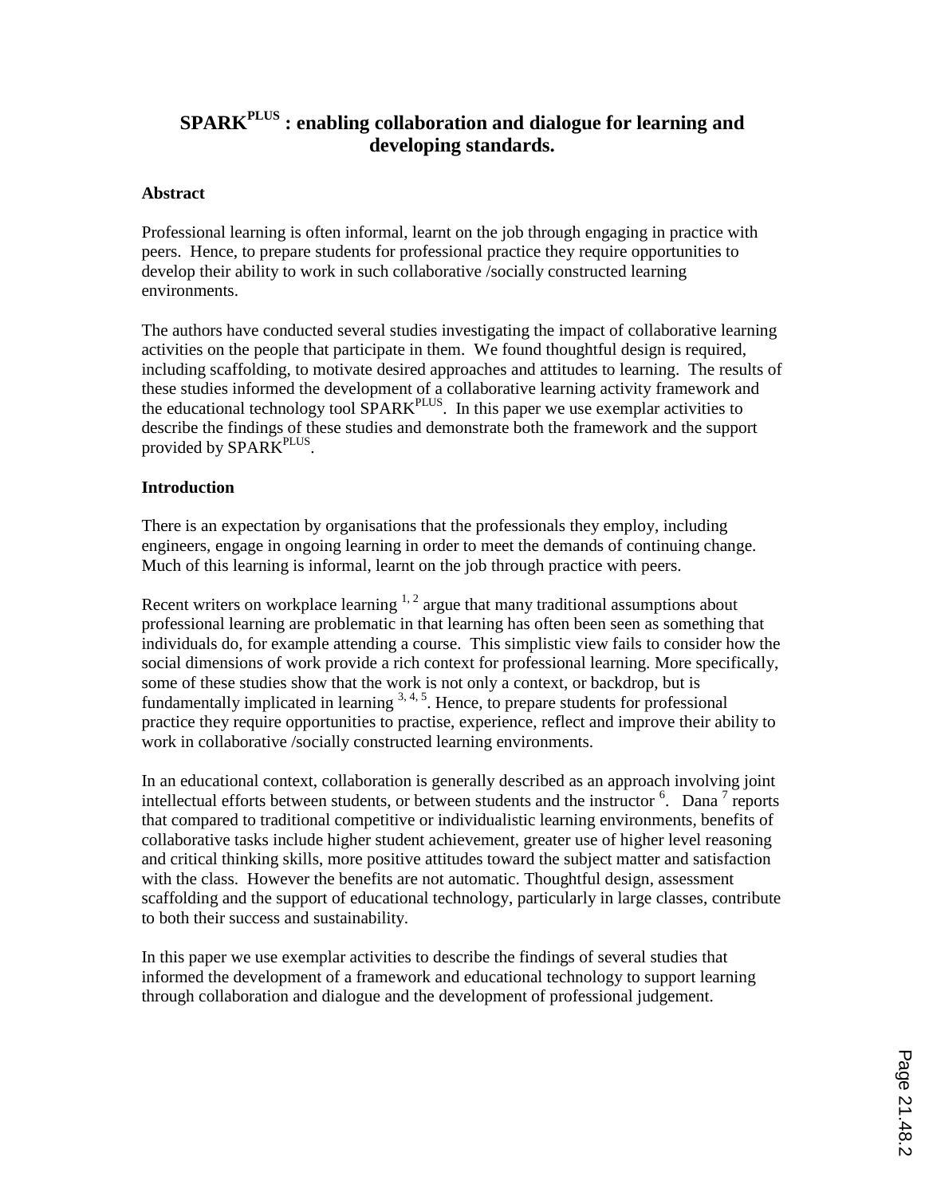# SPARK$^{PLUS}$ : enabling collaboration and dialogue for learning and developing standards.

## Abstract

Professional learning is often informal, learnt on the job through engaging in practice with peers. Hence, to prepare students for professional practice they require opportunities to develop their ability to work in such collaborative /socially constructed learning environments.

The authors have conducted several studies investigating the impact of collaborative learning activities on the people that participate in them. We found thoughtful design is required, including scaffolding, to motivate desired approaches and attitudes to learning. The results of these studies informed the development of a collaborative learning activity framework and the educational technology tool SPARK$^{PLUS}$. In this paper we use exemplar activities to describe the findings of these studies and demonstrate both the framework and the support provided by SPARK$^{PLUS}$.

## Introduction

There is an expectation by organisations that the professionals they employ, including engineers, engage in ongoing learning in order to meet the demands of continuing change. Much of this learning is informal, learnt on the job through practice with peers.

Recent writers on workplace learning [1, 2] argue that many traditional assumptions about professional learning are problematic in that learning has often been seen as something that individuals do, for example attending a course. This simplistic view fails to consider how the social dimensions of work provide a rich context for professional learning. More specifically, some of these studies show that the work is not only a context, or backdrop, but is fundamentally implicated in learning [3, 4, 5]. Hence, to prepare students for professional practice they require opportunities to practise, experience, reflect and improve their ability to work in collaborative /socially constructed learning environments.

In an educational context, collaboration is generally described as an approach involving joint intellectual efforts between students, or between students and the instructor [6]. Dana [7] reports that compared to traditional competitive or individualistic learning environments, benefits of collaborative tasks include higher student achievement, greater use of higher level reasoning and critical thinking skills, more positive attitudes toward the subject matter and satisfaction with the class. However the benefits are not automatic. Thoughtful design, assessment scaffolding and the support of educational technology, particularly in large classes, contribute to both their success and sustainability.

In this paper we use exemplar activities to describe the findings of several studies that informed the development of a framework and educational technology to support learning through collaboration and dialogue and the development of professional judgement.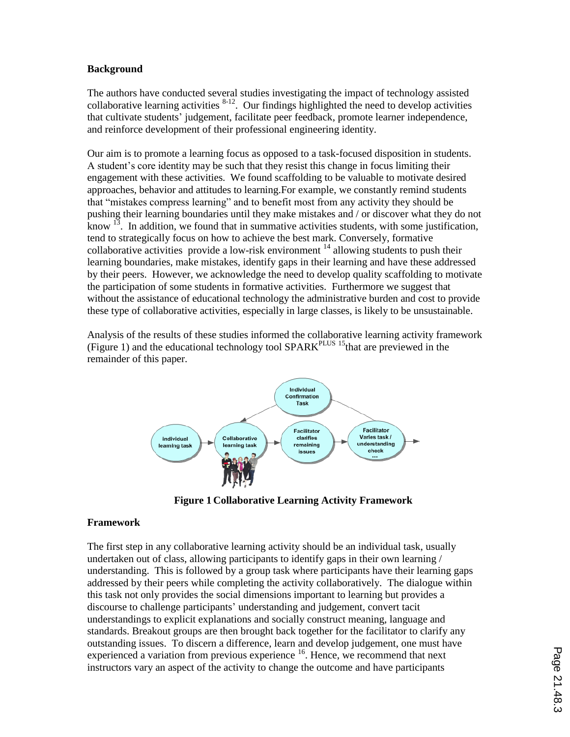## Background

The authors have conducted several studies investigating the impact of technology assisted collaborative learning activities [8-12]. Our findings highlighted the need to develop activities that cultivate students' judgement, facilitate peer feedback, promote learner independence, and reinforce development of their professional engineering identity.

Our aim is to promote a learning focus as opposed to a task-focused disposition in students. A student's core identity may be such that they resist this change in focus limiting their engagement with these activities. We found scaffolding to be valuable to motivate desired approaches, behavior and attitudes to learning.For example, we constantly remind students that "mistakes compress learning" and to benefit most from any activity they should be pushing their learning boundaries until they make mistakes and / or discover what they do not know [13]. In addition, we found that in summative activities students, with some justification, tend to strategically focus on how to achieve the best mark. Conversely, formative collaborative activities provide a low-risk environment [14] allowing students to push their learning boundaries, make mistakes, identify gaps in their learning and have these addressed by their peers. However, we acknowledge the need to develop quality scaffolding to motivate the participation of some students in formative activities. Furthermore we suggest that without the assistance of educational technology the administrative burden and cost to provide these type of collaborative activities, especially in large classes, is likely to be unsustainable.

Analysis of the results of these studies informed the collaborative learning activity framework (Figure 1) and the educational technology tool SPARK$^{PLUS}$ [15] that are previewed in the remainder of this paper.

**Figure 1 Collaborative Learning Activity Framework**

## Framework

The first step in any collaborative learning activity should be an individual task, usually undertaken out of class, allowing participants to identify gaps in their own learning / understanding. This is followed by a group task where participants have their learning gaps addressed by their peers while completing the activity collaboratively. The dialogue within this task not only provides the social dimensions important to learning but provides a discourse to challenge participants' understanding and judgement, convert tacit understandings to explicit explanations and socially construct meaning, language and standards. Breakout groups are then brought back together for the facilitator to clarify any outstanding issues. To discern a difference, learn and develop judgement, one must have experienced a variation from previous experience [16]. Hence, we recommend that next instructors vary an aspect of the activity to change the outcome and have participants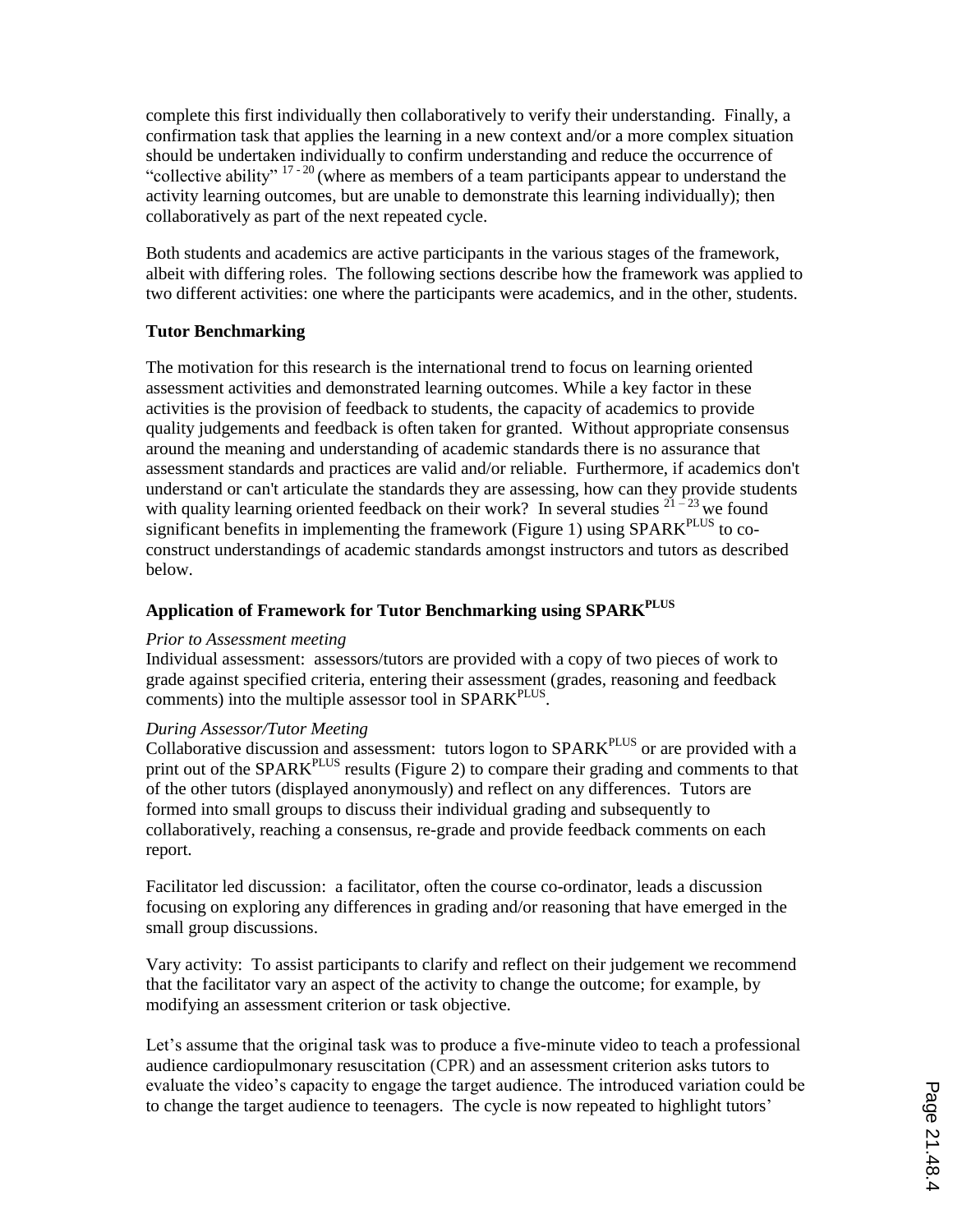complete this first individually then collaboratively to verify their understanding. Finally, a confirmation task that applies the learning in a new context and/or a more complex situation should be undertaken individually to confirm understanding and reduce the occurrence of "collective ability" [17 - 20] (where as members of a team participants appear to understand the activity learning outcomes, but are unable to demonstrate this learning individually); then collaboratively as part of the next repeated cycle.

Both students and academics are active participants in the various stages of the framework, albeit with differing roles. The following sections describe how the framework was applied to two different activities: one where the participants were academics, and in the other, students.

### Tutor Benchmarking

The motivation for this research is the international trend to focus on learning oriented assessment activities and demonstrated learning outcomes. While a key factor in these activities is the provision of feedback to students, the capacity of academics to provide quality judgements and feedback is often taken for granted. Without appropriate consensus around the meaning and understanding of academic standards there is no assurance that assessment standards and practices are valid and/or reliable. Furthermore, if academics don't understand or can't articulate the standards they are assessing, how can they provide students with quality learning oriented feedback on their work? In several studies [21 – 23] we found significant benefits in implementing the framework (Figure 1) using SPARK$^{PLUS}$ to co-construct understandings of academic standards amongst instructors and tutors as described below.

### Application of Framework for Tutor Benchmarking using SPARK$^{PLUS}$

*Prior to Assessment meeting*
Individual assessment: assessors/tutors are provided with a copy of two pieces of work to grade against specified criteria, entering their assessment (grades, reasoning and feedback comments) into the multiple assessor tool in SPARK$^{PLUS}$.

*During Assessor/Tutor Meeting*
Collaborative discussion and assessment: tutors logon to SPARK$^{PLUS}$ or are provided with a print out of the SPARK$^{PLUS}$ results (Figure 2) to compare their grading and comments to that of the other tutors (displayed anonymously) and reflect on any differences. Tutors are formed into small groups to discuss their individual grading and subsequently to collaboratively, reaching a consensus, re-grade and provide feedback comments on each report.

Facilitator led discussion: a facilitator, often the course co-ordinator, leads a discussion focusing on exploring any differences in grading and/or reasoning that have emerged in the small group discussions.

Vary activity: To assist participants to clarify and reflect on their judgement we recommend that the facilitator vary an aspect of the activity to change the outcome; for example, by modifying an assessment criterion or task objective.

Let's assume that the original task was to produce a five-minute video to teach a professional audience cardiopulmonary resuscitation (CPR) and an assessment criterion asks tutors to evaluate the video's capacity to engage the target audience. The introduced variation could be to change the target audience to teenagers. The cycle is now repeated to highlight tutors'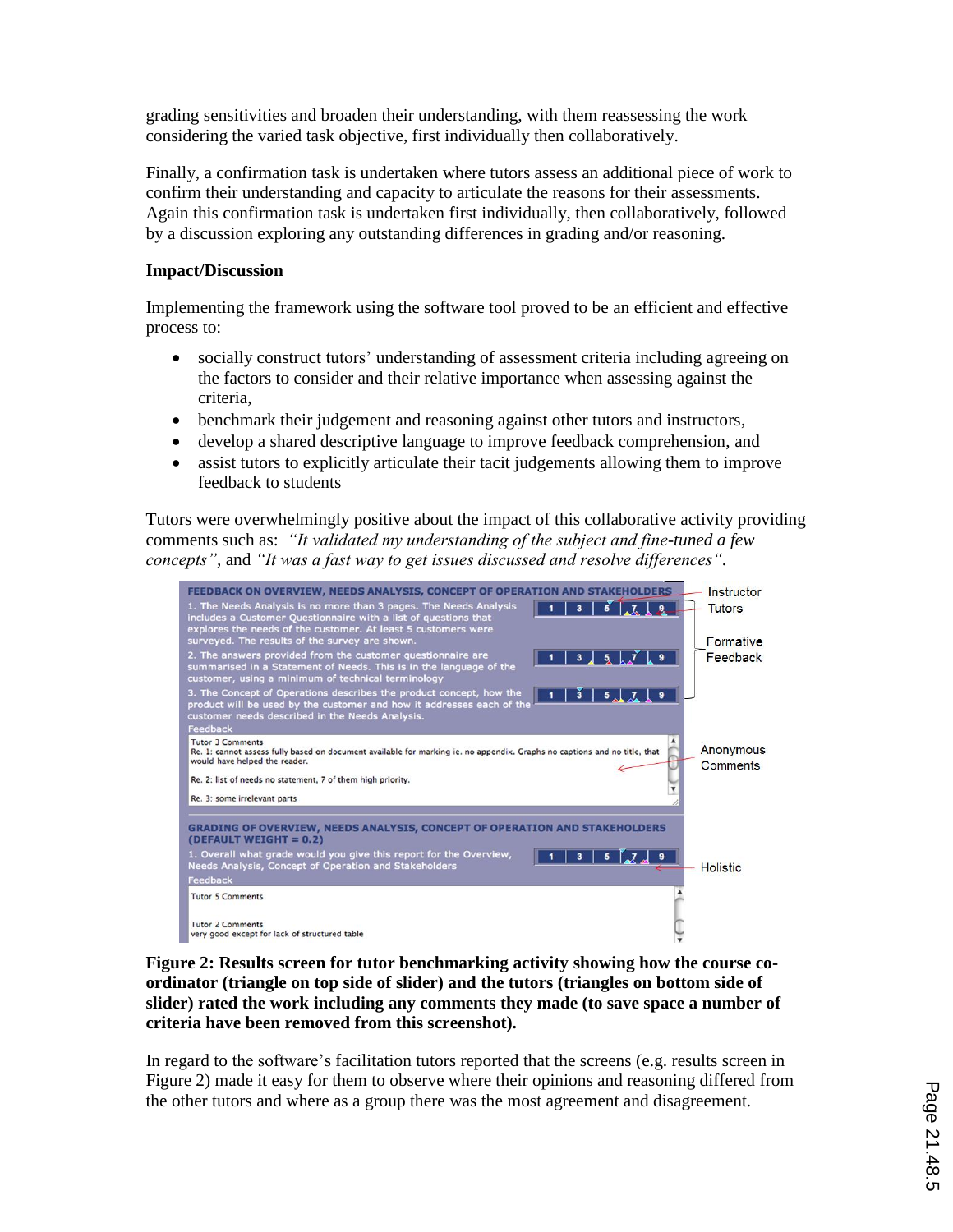grading sensitivities and broaden their understanding, with them reassessing the work considering the varied task objective, first individually then collaboratively.

Finally, a confirmation task is undertaken where tutors assess an additional piece of work to confirm their understanding and capacity to articulate the reasons for their assessments. Again this confirmation task is undertaken first individually, then collaboratively, followed by a discussion exploring any outstanding differences in grading and/or reasoning.

**Impact/Discussion**

Implementing the framework using the software tool proved to be an efficient and effective process to:

- socially construct tutors' understanding of assessment criteria including agreeing on the factors to consider and their relative importance when assessing against the criteria,
- benchmark their judgement and reasoning against other tutors and instructors,
- develop a shared descriptive language to improve feedback comprehension, and
- assist tutors to explicitly articulate their tacit judgements allowing them to improve feedback to students

Tutors were overwhelmingly positive about the impact of this collaborative activity providing comments such as: *"It validated my understanding of the subject and fine-tuned a few concepts"*, and *"It was a fast way to get issues discussed and resolve differences"*.

**Figure 2: Results screen for tutor benchmarking activity showing how the course co-ordinator (triangle on top side of slider) and the tutors (triangles on bottom side of slider) rated the work including any comments they made (to save space a number of criteria have been removed from this screenshot).**

In regard to the software's facilitation tutors reported that the screens (e.g. results screen in Figure 2) made it easy for them to observe where their opinions and reasoning differed from the other tutors and where as a group there was the most agreement and disagreement.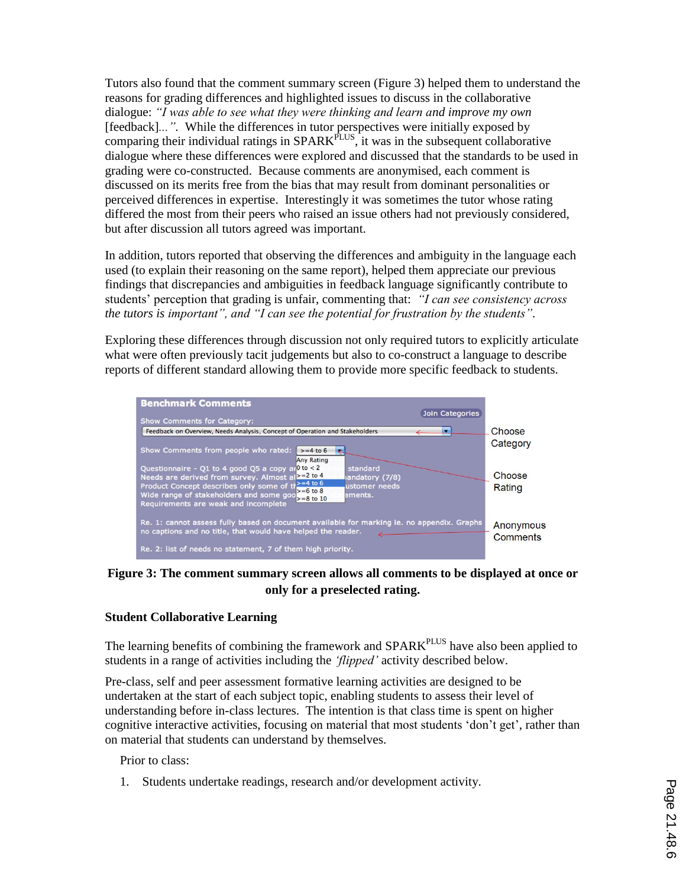Tutors also found that the comment summary screen (Figure 3) helped them to understand the reasons for grading differences and highlighted issues to discuss in the collaborative dialogue: *"I was able to see what they were thinking and learn and improve my own* [feedback]...*"*. While the differences in tutor perspectives were initially exposed by comparing their individual ratings in SPARK$^{PLUS}$, it was in the subsequent collaborative dialogue where these differences were explored and discussed that the standards to be used in grading were co-constructed. Because comments are anonymised, each comment is discussed on its merits free from the bias that may result from dominant personalities or perceived differences in expertise. Interestingly it was sometimes the tutor whose rating differed the most from their peers who raised an issue others had not previously considered, but after discussion all tutors agreed was important.

In addition, tutors reported that observing the differences and ambiguity in the language each used (to explain their reasoning on the same report), helped them appreciate our previous findings that discrepancies and ambiguities in feedback language significantly contribute to students' perception that grading is unfair, commenting that: *"I can see consistency across the tutors is important", and "I can see the potential for frustration by the students"*.

Exploring these differences through discussion not only required tutors to explicitly articulate what were often previously tacit judgements but also to co-construct a language to describe reports of different standard allowing them to provide more specific feedback to students.

**Figure 3: The comment summary screen allows all comments to be displayed at once or only for a preselected rating.**

**Student Collaborative Learning**

The learning benefits of combining the framework and SPARK$^{PLUS}$ have also been applied to students in a range of activities including the *'flipped'* activity described below.

Pre-class, self and peer assessment formative learning activities are designed to be undertaken at the start of each subject topic, enabling students to assess their level of understanding before in-class lectures. The intention is that class time is spent on higher cognitive interactive activities, focusing on material that most students 'don't get', rather than on material that students can understand by themselves.

Prior to class:

1. Students undertake readings, research and/or development activity.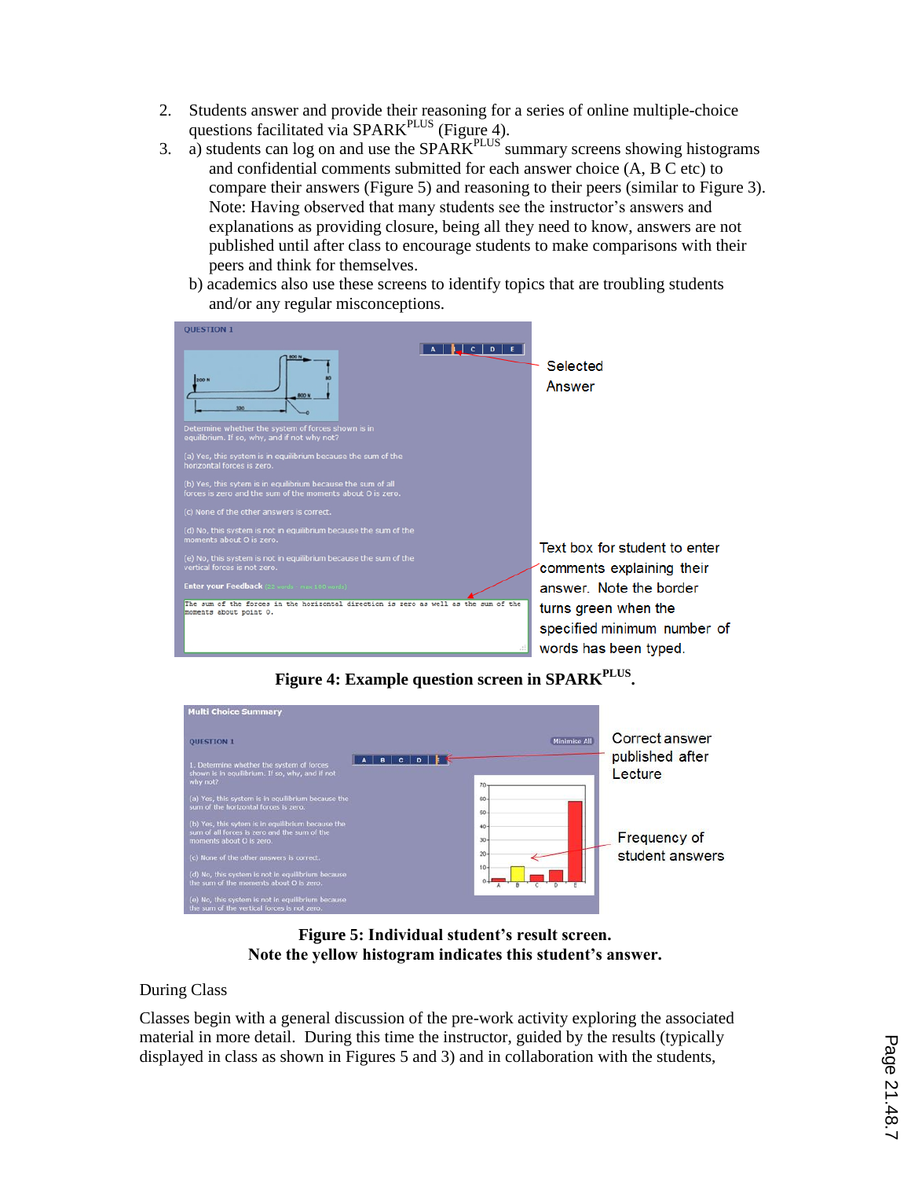2. Students answer and provide their reasoning for a series of online multiple-choice questions facilitated via SPARK$^{PLUS}$ (Figure 4).
3. a) students can log on and use the SPARK$^{PLUS}$ summary screens showing histograms and confidential comments submitted for each answer choice (A, B C etc) to compare their answers (Figure 5) and reasoning to their peers (similar to Figure 3). Note: Having observed that many students see the instructor's answers and explanations as providing closure, being all they need to know, answers are not published until after class to encourage students to make comparisons with their peers and think for themselves.

   b) academics also use these screens to identify topics that are troubling students and/or any regular misconceptions.

**Figure 4: Example question screen in SPARK$^{PLUS}$.**

**Figure 5: Individual student's result screen.**
**Note the yellow histogram indicates this student's answer.**

During Class

Classes begin with a general discussion of the pre-work activity exploring the associated material in more detail. During this time the instructor, guided by the results (typically displayed in class as shown in Figures 5 and 3) and in collaboration with the students,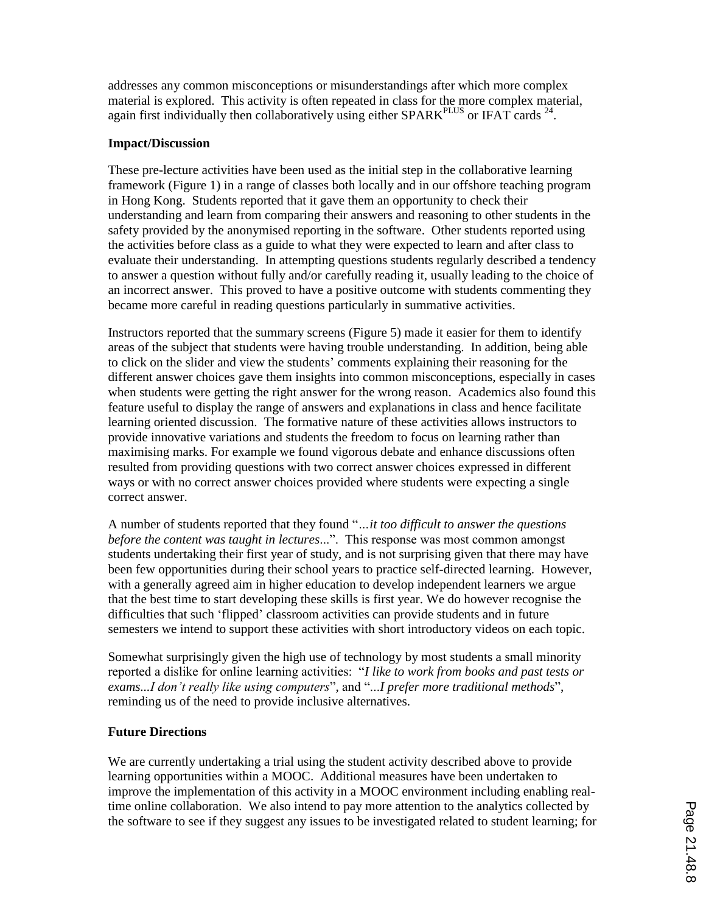addresses any common misconceptions or misunderstandings after which more complex material is explored. This activity is often repeated in class for the more complex material, again first individually then collaboratively using either SPARK$^{PLUS}$ or IFAT cards [24].

**Impact/Discussion**

These pre-lecture activities have been used as the initial step in the collaborative learning framework (Figure 1) in a range of classes both locally and in our offshore teaching program in Hong Kong. Students reported that it gave them an opportunity to check their understanding and learn from comparing their answers and reasoning to other students in the safety provided by the anonymised reporting in the software. Other students reported using the activities before class as a guide to what they were expected to learn and after class to evaluate their understanding. In attempting questions students regularly described a tendency to answer a question without fully and/or carefully reading it, usually leading to the choice of an incorrect answer. This proved to have a positive outcome with students commenting they became more careful in reading questions particularly in summative activities.

Instructors reported that the summary screens (Figure 5) made it easier for them to identify areas of the subject that students were having trouble understanding. In addition, being able to click on the slider and view the students' comments explaining their reasoning for the different answer choices gave them insights into common misconceptions, especially in cases when students were getting the right answer for the wrong reason. Academics also found this feature useful to display the range of answers and explanations in class and hence facilitate learning oriented discussion. The formative nature of these activities allows instructors to provide innovative variations and students the freedom to focus on learning rather than maximising marks. For example we found vigorous debate and enhance discussions often resulted from providing questions with two correct answer choices expressed in different ways or with no correct answer choices provided where students were expecting a single correct answer.

A number of students reported that they found "*…it too difficult to answer the questions before the content was taught in lectures*...". This response was most common amongst students undertaking their first year of study, and is not surprising given that there may have been few opportunities during their school years to practice self-directed learning. However, with a generally agreed aim in higher education to develop independent learners we argue that the best time to start developing these skills is first year. We do however recognise the difficulties that such 'flipped' classroom activities can provide students and in future semesters we intend to support these activities with short introductory videos on each topic.

Somewhat surprisingly given the high use of technology by most students a small minority reported a dislike for online learning activities: "*I like to work from books and past tests or exams...I don't really like using computers*", and "*...I prefer more traditional methods*", reminding us of the need to provide inclusive alternatives.

**Future Directions**

We are currently undertaking a trial using the student activity described above to provide learning opportunities within a MOOC. Additional measures have been undertaken to improve the implementation of this activity in a MOOC environment including enabling real-time online collaboration. We also intend to pay more attention to the analytics collected by the software to see if they suggest any issues to be investigated related to student learning; for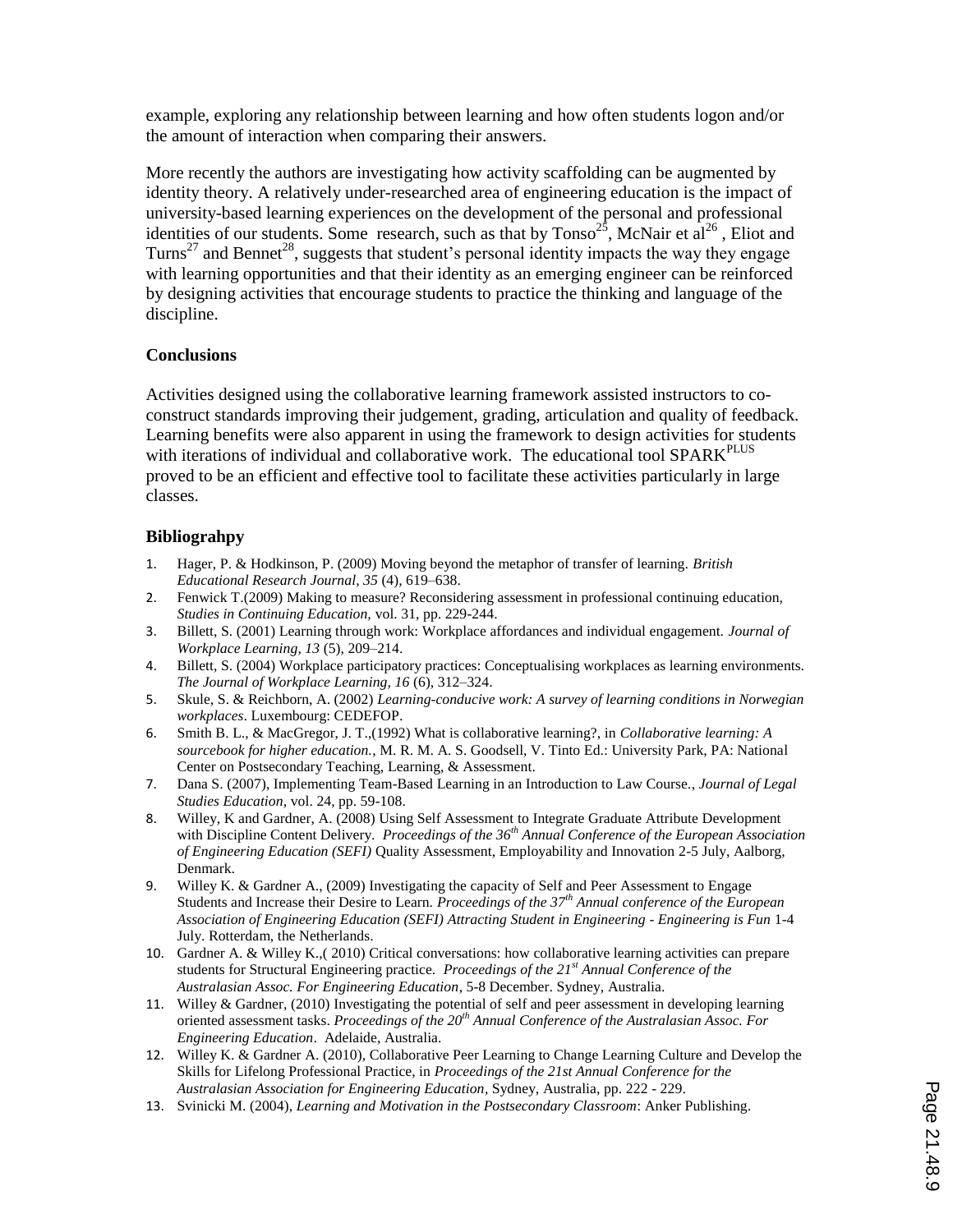example, exploring any relationship between learning and how often students logon and/or the amount of interaction when comparing their answers.

More recently the authors are investigating how activity scaffolding can be augmented by identity theory. A relatively under-researched area of engineering education is the impact of university-based learning experiences on the development of the personal and professional identities of our students. Some research, such as that by Tonso[25], McNair et al[26] , Eliot and Turns[27] and Bennet[28], suggests that student's personal identity impacts the way they engage with learning opportunities and that their identity as an emerging engineer can be reinforced by designing activities that encourage students to practice the thinking and language of the discipline.

### Conclusions

Activities designed using the collaborative learning framework assisted instructors to co-construct standards improving their judgement, grading, articulation and quality of feedback. Learning benefits were also apparent in using the framework to design activities for students with iterations of individual and collaborative work. The educational tool SPARK$^{PLUS}$ proved to be an efficient and effective tool to facilitate these activities particularly in large classes.

### Bibliograhpy

1. Hager, P. & Hodkinson, P. (2009) Moving beyond the metaphor of transfer of learning. *British Educational Research Journal, 35* (4), 619–638.
2. Fenwick T.(2009) Making to measure? Reconsidering assessment in professional continuing education, *Studies in Continuing Education,* vol. 31, pp. 229-244.
3. Billett, S. (2001) Learning through work: Workplace affordances and individual engagement. *Journal of Workplace Learning, 13* (5), 209–214.
4. Billett, S. (2004) Workplace participatory practices: Conceptualising workplaces as learning environments. *The Journal of Workplace Learning, 16* (6), 312–324.
5. Skule, S. & Reichborn, A. (2002) *Learning-conducive work: A survey of learning conditions in Norwegian workplaces*. Luxembourg: CEDEFOP.
6. Smith B. L., & MacGregor, J. T.,(1992) What is collaborative learning?, in *Collaborative learning: A sourcebook for higher education.*, M. R. M. A. S. Goodsell, V. Tinto Ed.: University Park, PA: National Center on Postsecondary Teaching, Learning, & Assessment.
7. Dana S. (2007), Implementing Team-Based Learning in an Introduction to Law Course., *Journal of Legal Studies Education*, vol. 24, pp. 59-108.
8. Willey, K and Gardner, A. (2008) Using Self Assessment to Integrate Graduate Attribute Development with Discipline Content Delivery. *Proceedings of the 36th Annual Conference of the European Association of Engineering Education (SEFI)* Quality Assessment, Employability and Innovation 2-5 July, Aalborg, Denmark.
9. Willey K. & Gardner A., (2009) Investigating the capacity of Self and Peer Assessment to Engage Students and Increase their Desire to Learn. *Proceedings of the 37th Annual conference of the European Association of Engineering Education (SEFI) Attracting Student in Engineering - Engineering is Fun* 1-4 July. Rotterdam, the Netherlands.
10. Gardner A. & Willey K.,( 2010) Critical conversations: how collaborative learning activities can prepare students for Structural Engineering practice. *Proceedings of the 21st Annual Conference of the Australasian Assoc. For Engineering Education*, 5-8 December. Sydney, Australia.
11. Willey & Gardner, (2010) Investigating the potential of self and peer assessment in developing learning oriented assessment tasks. *Proceedings of the 20th Annual Conference of the Australasian Assoc. For Engineering Education*. Adelaide, Australia.
12. Willey K. & Gardner A. (2010), Collaborative Peer Learning to Change Learning Culture and Develop the Skills for Lifelong Professional Practice, in *Proceedings of the 21st Annual Conference for the Australasian Association for Engineering Education*, Sydney, Australia, pp. 222 - 229.
13. Svinicki M. (2004), *Learning and Motivation in the Postsecondary Classroom*: Anker Publishing.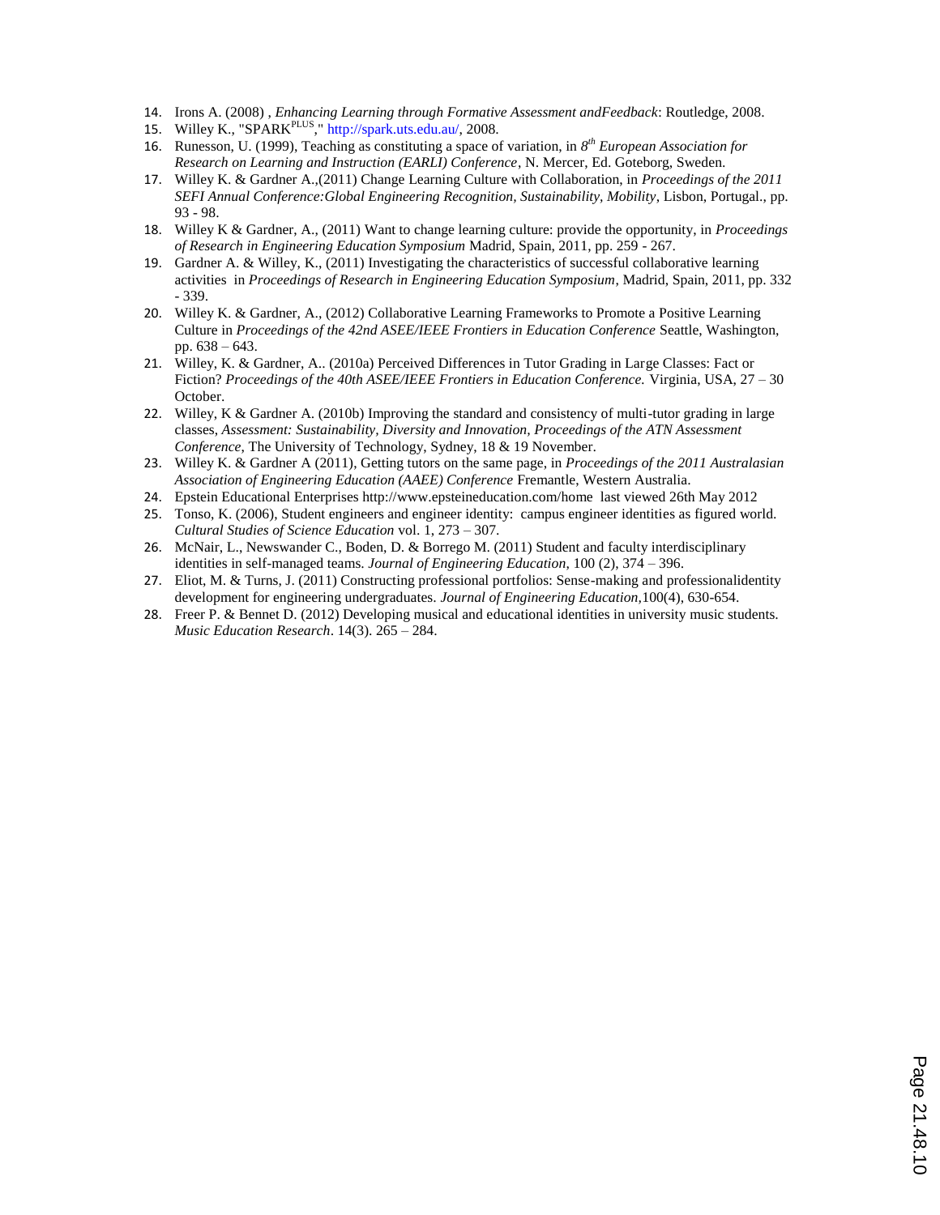14. Irons A. (2008) , *Enhancing Learning through Formative Assessment andFeedback*: Routledge, 2008.
15. Willey K., "SPARK[PLUS]," http://spark.uts.edu.au/, 2008.
16. Runesson, U. (1999), Teaching as constituting a space of variation, in *8th European Association for Research on Learning and Instruction (EARLI) Conference*, N. Mercer, Ed. Goteborg, Sweden.
17. Willey K. & Gardner A.,(2011) Change Learning Culture with Collaboration, in *Proceedings of the 2011 SEFI Annual Conference:Global Engineering Recognition, Sustainability, Mobility*, Lisbon, Portugal., pp. 93 - 98.
18. Willey K & Gardner, A., (2011) Want to change learning culture: provide the opportunity, in *Proceedings of Research in Engineering Education Symposium* Madrid, Spain, 2011, pp. 259 - 267.
19. Gardner A. & Willey, K., (2011) Investigating the characteristics of successful collaborative learning activities in *Proceedings of Research in Engineering Education Symposium*, Madrid, Spain, 2011, pp. 332 - 339.
20. Willey K. & Gardner, A., (2012) Collaborative Learning Frameworks to Promote a Positive Learning Culture in *Proceedings of the 42nd ASEE/IEEE Frontiers in Education Conference* Seattle, Washington, pp. 638 – 643.
21. Willey, K. & Gardner, A.. (2010a) Perceived Differences in Tutor Grading in Large Classes: Fact or Fiction? *Proceedings of the 40th ASEE/IEEE Frontiers in Education Conference.* Virginia, USA, 27 – 30 October.
22. Willey, K & Gardner A. (2010b) Improving the standard and consistency of multi-tutor grading in large classes, *Assessment: Sustainability, Diversity and Innovation, Proceedings of the ATN Assessment Conference*, The University of Technology, Sydney, 18 & 19 November.
23. Willey K. & Gardner A (2011), Getting tutors on the same page, in *Proceedings of the 2011 Australasian Association of Engineering Education (AAEE) Conference* Fremantle, Western Australia.
24. Epstein Educational Enterprises http://www.epsteineducation.com/home last viewed 26th May 2012
25. Tonso, K. (2006), Student engineers and engineer identity: campus engineer identities as figured world. *Cultural Studies of Science Education* vol. 1, 273 – 307.
26. McNair, L., Newswander C., Boden, D. & Borrego M. (2011) Student and faculty interdisciplinary identities in self-managed teams. *Journal of Engineering Education*, 100 (2), 374 – 396.
27. Eliot, M. & Turns, J. (2011) Constructing professional portfolios: Sense-making and professionalidentity development for engineering undergraduates. *Journal of Engineering Education*,100(4), 630-654.
28. Freer P. & Bennet D. (2012) Developing musical and educational identities in university music students. *Music Education Research*. 14(3). 265 – 284.